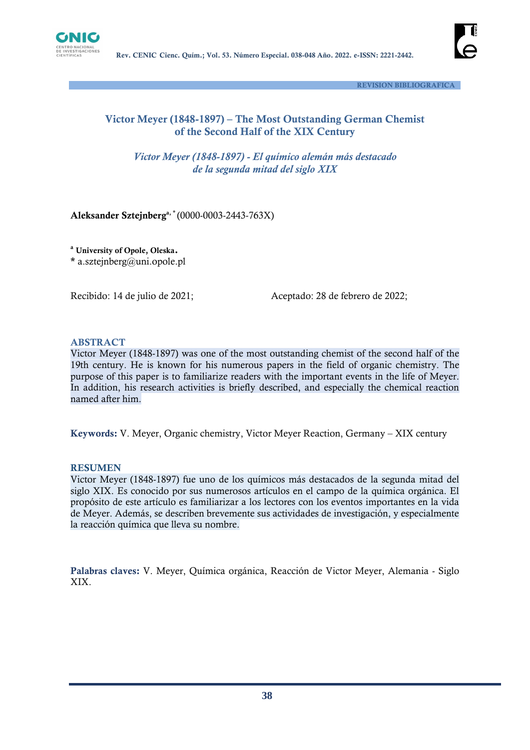REVISION BIBLIOGRAFICA

# Victor Meyer (1848-1897) – The Most Outstanding German Chemist of the Second Half of the XIX Century

## *Victor Meyer (1848-1897) - El químico alemán más destacado de la segunda mitad del siglo XIX*

**Aleksander Sztejnberg**[a, *] (0000-0003-2443-763X)

[a] **University of Opole, Oleska.**
\* a.sztejnberg@uni.opole.pl

Recibido: 14 de julio de 2021; Aceptado: 28 de febrero de 2022;

## ABSTRACT

Victor Meyer (1848-1897) was one of the most outstanding chemist of the second half of the 19th century. He is known for his numerous papers in the field of organic chemistry. The purpose of this paper is to familiarize readers with the important events in the life of Meyer. In addition, his research activities is briefly described, and especially the chemical reaction named after him.

**Keywords:** V. Meyer, Organic chemistry, Victor Meyer Reaction, Germany – XIX century

## RESUMEN

Victor Meyer (1848-1897) fue uno de los químicos más destacados de la segunda mitad del siglo XIX. Es conocido por sus numerosos artículos en el campo de la química orgánica. El propósito de este artículo es familiarizar a los lectores con los eventos importantes en la vida de Meyer. Además, se describen brevemente sus actividades de investigación, y especialmente la reacción química que lleva su nombre.

**Palabras claves:** V. Meyer, Química orgánica, Reacción de Victor Meyer, Alemania - Siglo XIX.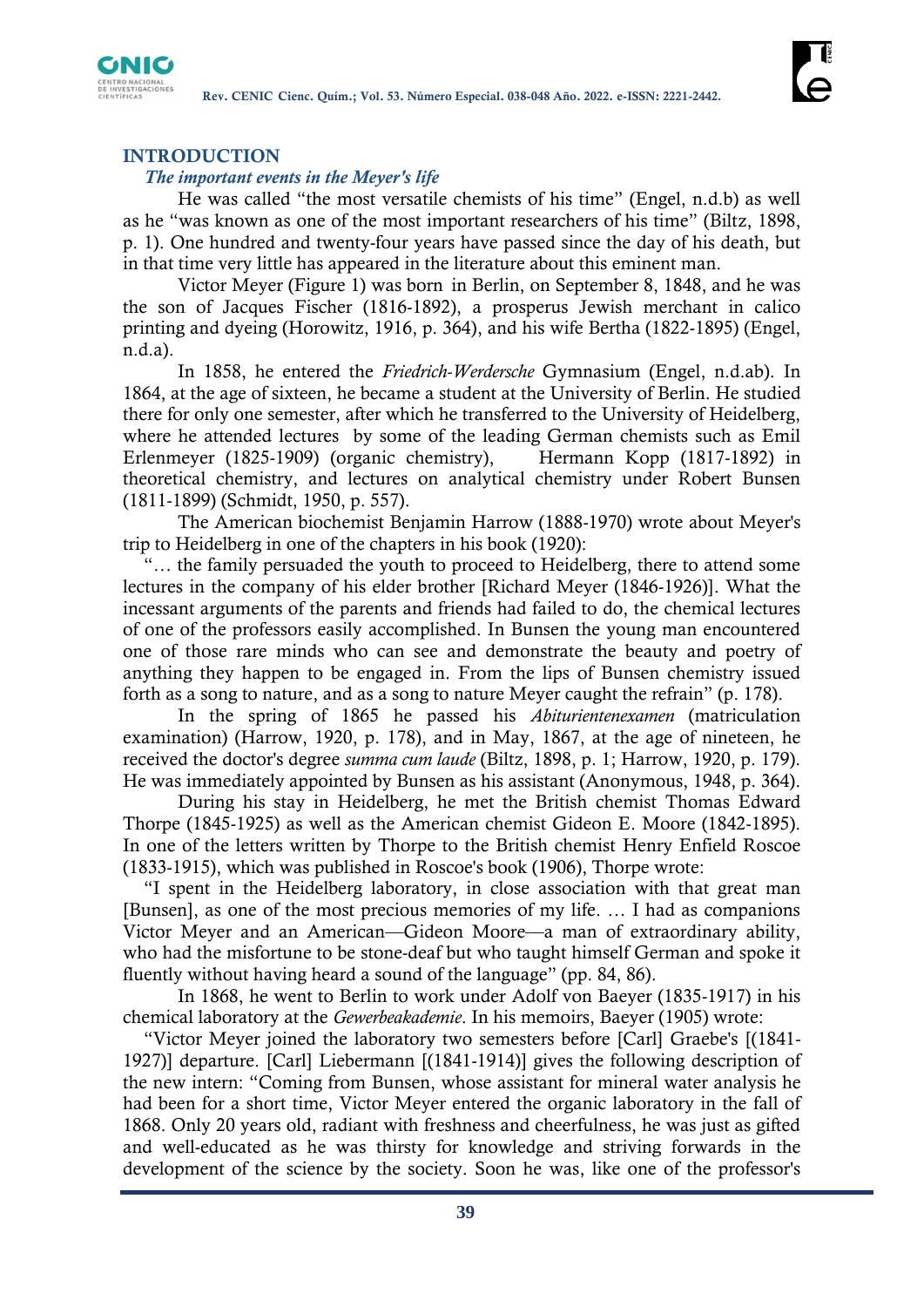## INTRODUCTION

### *The important events in the Meyer's life*

He was called "the most versatile chemists of his time" (Engel, n.d.b) as well as he "was known as one of the most important researchers of his time" (Biltz, 1898, p. 1). One hundred and twenty-four years have passed since the day of his death, but in that time very little has appeared in the literature about this eminent man.

Victor Meyer (Figure 1) was born in Berlin, on September 8, 1848, and he was the son of Jacques Fischer (1816-1892), a prosperus Jewish merchant in calico printing and dyeing (Horowitz, 1916, p. 364), and his wife Bertha (1822-1895) (Engel, n.d.a).

In 1858, he entered the *Friedrich-Werdersche* Gymnasium (Engel, n.d.ab). In 1864, at the age of sixteen, he became a student at the University of Berlin. He studied there for only one semester, after which he transferred to the University of Heidelberg, where he attended lectures by some of the leading German chemists such as Emil Erlenmeyer (1825-1909) (organic chemistry), Hermann Kopp (1817-1892) in theoretical chemistry, and lectures on analytical chemistry under Robert Bunsen (1811-1899) (Schmidt, 1950, p. 557).

The American biochemist Benjamin Harrow (1888-1970) wrote about Meyer's trip to Heidelberg in one of the chapters in his book (1920):

"… the family persuaded the youth to proceed to Heidelberg, there to attend some lectures in the company of his elder brother [Richard Meyer (1846-1926)]. What the incessant arguments of the parents and friends had failed to do, the chemical lectures of one of the professors easily accomplished. In Bunsen the young man encountered one of those rare minds who can see and demonstrate the beauty and poetry of anything they happen to be engaged in. From the lips of Bunsen chemistry issued forth as a song to nature, and as a song to nature Meyer caught the refrain" (p. 178).

In the spring of 1865 he passed his *Abiturientenexamen* (matriculation examination) (Harrow, 1920, p. 178), and in May, 1867, at the age of nineteen, he received the doctor's degree *summa cum laude* (Biltz, 1898, p. 1; Harrow, 1920, p. 179). He was immediately appointed by Bunsen as his assistant (Anonymous, 1948, p. 364).

During his stay in Heidelberg, he met the British chemist Thomas Edward Thorpe (1845-1925) as well as the American chemist Gideon E. Moore (1842-1895). In one of the letters written by Thorpe to the British chemist Henry Enfield Roscoe (1833-1915), which was published in Roscoe's book (1906), Thorpe wrote:

"I spent in the Heidelberg laboratory, in close association with that great man [Bunsen], as one of the most precious memories of my life. … I had as companions Victor Meyer and an American—Gideon Moore—a man of extraordinary ability, who had the misfortune to be stone-deaf but who taught himself German and spoke it fluently without having heard a sound of the language" (pp. 84, 86).

In 1868, he went to Berlin to work under Adolf von Baeyer (1835-1917) in his chemical laboratory at the *Gewerbeakademie*. In his memoirs, Baeyer (1905) wrote:

"Victor Meyer joined the laboratory two semesters before [Carl] Graebe's [(1841-1927)] departure. [Carl] Liebermann [(1841-1914)] gives the following description of the new intern: "Coming from Bunsen, whose assistant for mineral water analysis he had been for a short time, Victor Meyer entered the organic laboratory in the fall of 1868. Only 20 years old, radiant with freshness and cheerfulness, he was just as gifted and well-educated as he was thirsty for knowledge and striving forwards in the development of the science by the society. Soon he was, like one of the professor's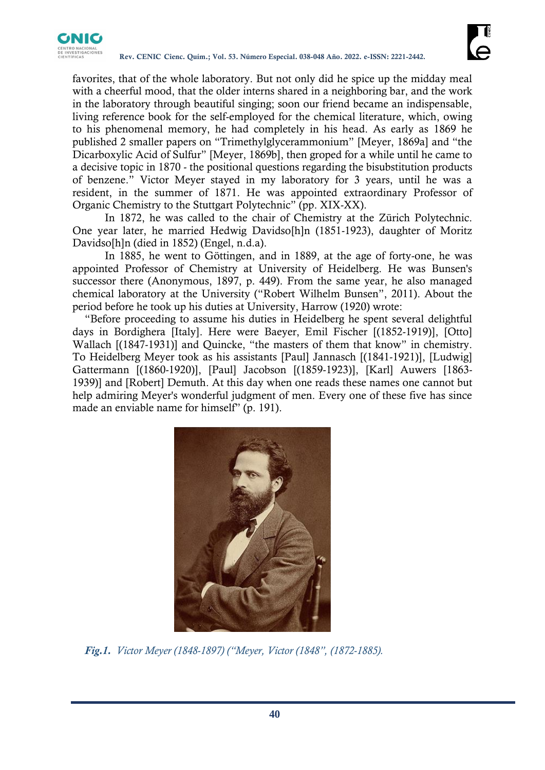favorites, that of the whole laboratory. But not only did he spice up the midday meal with a cheerful mood, that the older interns shared in a neighboring bar, and the work in the laboratory through beautiful singing; soon our friend became an indispensable, living reference book for the self-employed for the chemical literature, which, owing to his phenomenal memory, he had completely in his head. As early as 1869 he published 2 smaller papers on "Trimethylglycerammonium" [Meyer, 1869a] and "the Dicarboxylic Acid of Sulfur" [Meyer, 1869b], then groped for a while until he came to a decisive topic in 1870 - the positional questions regarding the bisubstitution products of benzene." Victor Meyer stayed in my laboratory for 3 years, until he was a resident, in the summer of 1871. He was appointed extraordinary Professor of Organic Chemistry to the Stuttgart Polytechnic" (pp. XIX-XX).

In 1872, he was called to the chair of Chemistry at the Zürich Polytechnic. One year later, he married Hedwig Davidso[h]n (1851-1923), daughter of Moritz Davidso[h]n (died in 1852) (Engel, n.d.a).

In 1885, he went to Göttingen, and in 1889, at the age of forty-one, he was appointed Professor of Chemistry at University of Heidelberg. He was Bunsen's successor there (Anonymous, 1897, p. 449). From the same year, he also managed chemical laboratory at the University ("Robert Wilhelm Bunsen", 2011). About the period before he took up his duties at University, Harrow (1920) wrote:

"Before proceeding to assume his duties in Heidelberg he spent several delightful days in Bordighera [Italy]. Here were Baeyer, Emil Fischer [(1852-1919)], [Otto] Wallach [(1847-1931)] and Quincke, "the masters of them that know" in chemistry. To Heidelberg Meyer took as his assistants [Paul] Jannasch [(1841-1921)], [Ludwig] Gattermann [(1860-1920)], [Paul] Jacobson [(1859-1923)], [Karl] Auwers [1863-1939)] and [Robert] Demuth. At this day when one reads these names one cannot but help admiring Meyer's wonderful judgment of men. Every one of these five has since made an enviable name for himself" (p. 191).

***Fig.1.*** *Victor Meyer (1848-1897) ("Meyer, Victor (1848", (1872-1885).*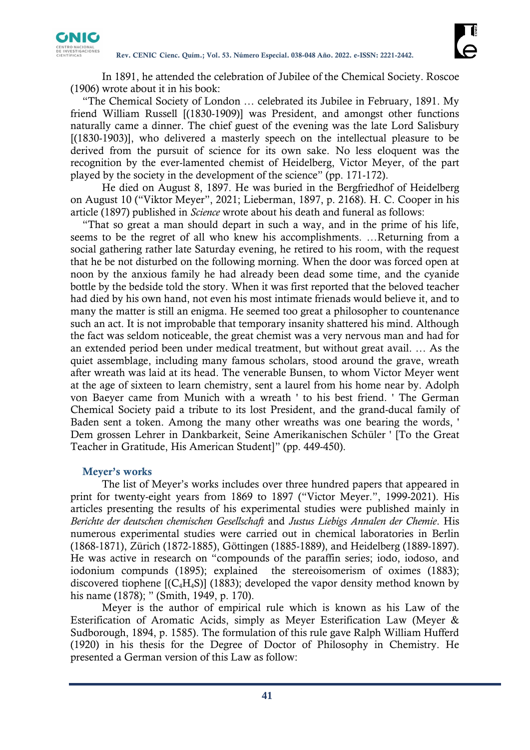In 1891, he attended the celebration of Jubilee of the Chemical Society. Roscoe (1906) wrote about it in his book:

"The Chemical Society of London … celebrated its Jubilee in February, 1891. My friend William Russell [(1830-1909)] was President, and amongst other functions naturally came a dinner. The chief guest of the evening was the late Lord Salisbury [(1830-1903)], who delivered a masterly speech on the intellectual pleasure to be derived from the pursuit of science for its own sake. No less eloquent was the recognition by the ever-lamented chemist of Heidelberg, Victor Meyer, of the part played by the society in the development of the science" (pp. 171-172).

He died on August 8, 1897. He was buried in the Bergfriedhof of Heidelberg on August 10 ("Viktor Meyer", 2021; Lieberman, 1897, p. 2168). H. C. Cooper in his article (1897) published in *Science* wrote about his death and funeral as follows:

"That so great a man should depart in such a way, and in the prime of his life, seems to be the regret of all who knew his accomplishments. …Returning from a social gathering rather late Saturday evening, he retired to his room, with the request that he be not disturbed on the following morning. When the door was forced open at noon by the anxious family he had already been dead some time, and the cyanide bottle by the bedside told the story. When it was first reported that the beloved teacher had died by his own hand, not even his most intimate frienads would believe it, and to many the matter is still an enigma. He seemed too great a philosopher to countenance such an act. It is not improbable that temporary insanity shattered his mind. Although the fact was seldom noticeable, the great chemist was a very nervous man and had for an extended period been under medical treatment, but without great avail. … As the quiet assemblage, including many famous scholars, stood around the grave, wreath after wreath was laid at its head. The venerable Bunsen, to whom Victor Meyer went at the age of sixteen to learn chemistry, sent a laurel from his home near by. Adolph von Baeyer came from Munich with a wreath ' to his best friend. ' The German Chemical Society paid a tribute to its lost President, and the grand-ducal family of Baden sent a token. Among the many other wreaths was one bearing the words, ' Dem grossen Lehrer in Dankbarkeit, Seine Amerikanischen Schüler ' [To the Great Teacher in Gratitude, His American Student]" (pp. 449-450).

## Meyer's works

The list of Meyer's works includes over three hundred papers that appeared in print for twenty-eight years from 1869 to 1897 ("Victor Meyer.", 1999-2021). His articles presenting the results of his experimental studies were published mainly in *Berichte der deutschen chemischen Gesellschaft* and *Justus Liebigs Annalen der Chemie*. His numerous experimental studies were carried out in chemical laboratories in Berlin (1868-1871), Zürich (1872-1885), Göttingen (1885-1889), and Heidelberg (1889-1897). He was active in research on "compounds of the paraffin series; iodo, iodoso, and iodonium compunds (1895); explained the stereoisomerism of oximes (1883); discovered tiophene [($C_4H_4S$)] (1883); developed the vapor density method known by his name (1878); " (Smith, 1949, p. 170).

Meyer is the author of empirical rule which is known as his Law of the Esterification of Aromatic Acids, simply as Meyer Esterification Law (Meyer & Sudborough, 1894, p. 1585). The formulation of this rule gave Ralph William Hufferd (1920) in his thesis for the Degree of Doctor of Philosophy in Chemistry. He presented a German version of this Law as follow: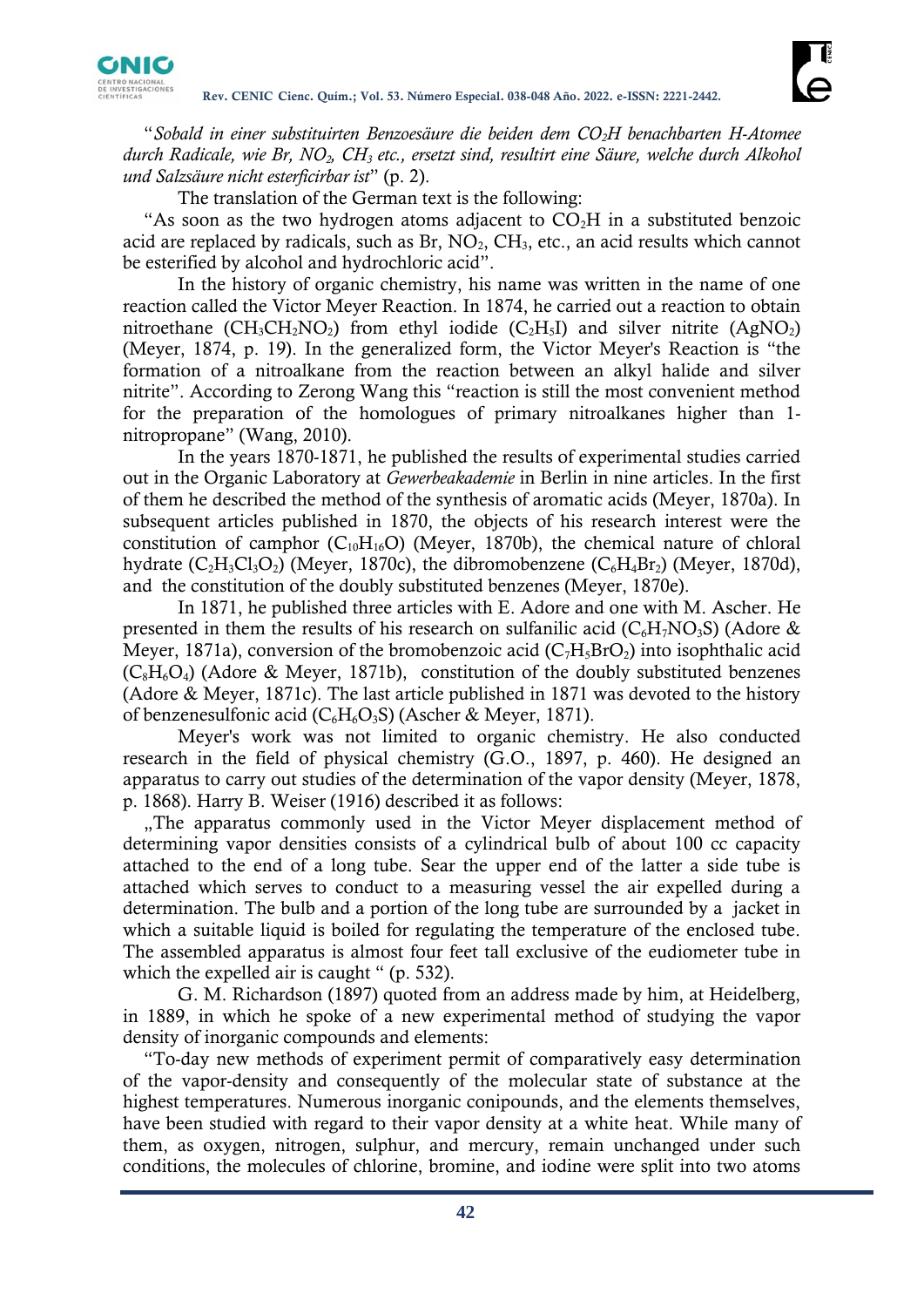"*Sobald in einer substituirten Benzoesäure die beiden dem $CO_2H$ benachbarten H-Atomee durch Radicale, wie Br, $NO_2$, $CH_3$ etc., ersetzt sind, resultirt eine Säure, welche durch Alkohol und Salzsäure nicht esterficirbar ist*" (p. 2).

The translation of the German text is the following:

"As soon as the two hydrogen atoms adjacent to $CO_2H$ in a substituted benzoic acid are replaced by radicals, such as Br, $NO_2$, $CH_3$, etc., an acid results which cannot be esterified by alcohol and hydrochloric acid".

In the history of organic chemistry, his name was written in the name of one reaction called the Victor Meyer Reaction. In 1874, he carried out a reaction to obtain nitroethane ($CH_3CH_2NO_2$) from ethyl iodide ($C_2H_5I$) and silver nitrite ($AgNO_2$) (Meyer, 1874, p. 19). In the generalized form, the Victor Meyer's Reaction is "the formation of a nitroalkane from the reaction between an alkyl halide and silver nitrite". According to Zerong Wang this "reaction is still the most convenient method for the preparation of the homologues of primary nitroalkanes higher than 1-nitropropane" (Wang, 2010).

In the years 1870-1871, he published the results of experimental studies carried out in the Organic Laboratory at *Gewerbeakademie* in Berlin in nine articles. In the first of them he described the method of the synthesis of aromatic acids (Meyer, 1870a). In subsequent articles published in 1870, the objects of his research interest were the constitution of camphor ($C_{10}H_{16}O$) (Meyer, 1870b), the chemical nature of chloral hydrate ($C_2H_3Cl_3O_2$) (Meyer, 1870c), the dibromobenzene ($C_6H_4Br_2$) (Meyer, 1870d), and the constitution of the doubly substituted benzenes (Meyer, 1870e).

In 1871, he published three articles with E. Adore and one with M. Ascher. He presented in them the results of his research on sulfanilic acid ($C_6H_7NO_3S$) (Adore & Meyer, 1871a), conversion of the bromobenzoic acid ($C_7H_5BrO_2$) into isophthalic acid ($C_8H_6O_4$) (Adore & Meyer, 1871b), constitution of the doubly substituted benzenes (Adore & Meyer, 1871c). The last article published in 1871 was devoted to the history of benzenesulfonic acid ($C_6H_6O_3S$) (Ascher & Meyer, 1871).

Meyer's work was not limited to organic chemistry. He also conducted research in the field of physical chemistry (G.O., 1897, p. 460). He designed an apparatus to carry out studies of the determination of the vapor density (Meyer, 1878, p. 1868). Harry B. Weiser (1916) described it as follows:

„The apparatus commonly used in the Victor Meyer displacement method of determining vapor densities consists of a cylindrical bulb of about 100 cc capacity attached to the end of a long tube. Sear the upper end of the latter a side tube is attached which serves to conduct to a measuring vessel the air expelled during a determination. The bulb and a portion of the long tube are surrounded by a jacket in which a suitable liquid is boiled for regulating the temperature of the enclosed tube. The assembled apparatus is almost four feet tall exclusive of the eudiometer tube in which the expelled air is caught " (p. 532).

G. M. Richardson (1897) quoted from an address made by him, at Heidelberg, in 1889, in which he spoke of a new experimental method of studying the vapor density of inorganic compounds and elements:

"To-day new methods of experiment permit of comparatively easy determination of the vapor-density and consequently of the molecular state of substance at the highest temperatures. Numerous inorganic conipounds, and the elements themselves, have been studied with regard to their vapor density at a white heat. While many of them, as oxygen, nitrogen, sulphur, and mercury, remain unchanged under such conditions, the molecules of chlorine, bromine, and iodine were split into two atoms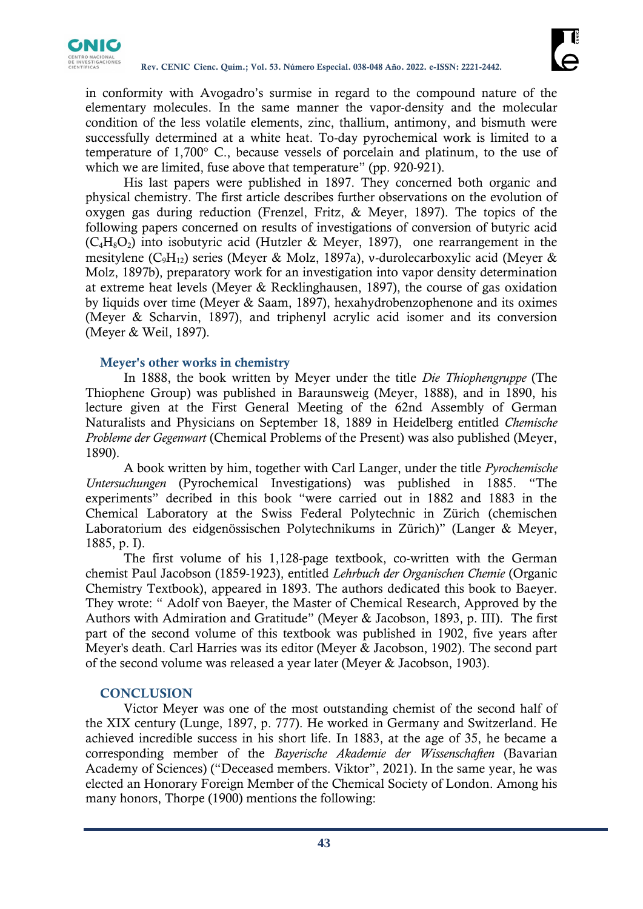in conformity with Avogadro's surmise in regard to the compound nature of the elementary molecules. In the same manner the vapor-density and the molecular condition of the less volatile elements, zinc, thallium, antimony, and bismuth were successfully determined at a white heat. To-day pyrochemical work is limited to a temperature of 1,700° C., because vessels of porcelain and platinum, to the use of which we are limited, fuse above that temperature" (pp. 920-921).

His last papers were published in 1897. They concerned both organic and physical chemistry. The first article describes further observations on the evolution of oxygen gas during reduction (Frenzel, Fritz, & Meyer, 1897). The topics of the following papers concerned on results of investigations of conversion of butyric acid ($C_4H_8O_2$) into isobutyric acid (Hutzler & Meyer, 1897), one rearrangement in the mesitylene ($C_9H_{12}$) series (Meyer & Molz, 1897a), ν-durolecarboxylic acid (Meyer & Molz, 1897b), preparatory work for an investigation into vapor density determination at extreme heat levels (Meyer & Recklinghausen, 1897), the course of gas oxidation by liquids over time (Meyer & Saam, 1897), hexahydrobenzophenone and its oximes (Meyer & Scharvin, 1897), and triphenyl acrylic acid isomer and its conversion (Meyer & Weil, 1897).

## Meyer's other works in chemistry

In 1888, the book written by Meyer under the title *Die Thiophengruppe* (The Thiophene Group) was published in Baraunsweig (Meyer, 1888), and in 1890, his lecture given at the First General Meeting of the 62nd Assembly of German Naturalists and Physicians on September 18, 1889 in Heidelberg entitled *Chemische Probleme der Gegenwart* (Chemical Problems of the Present) was also published (Meyer, 1890).

A book written by him, together with Carl Langer, under the title *Pyrochemische Untersuchungen* (Pyrochemical Investigations) was published in 1885. "The experiments" decribed in this book "were carried out in 1882 and 1883 in the Chemical Laboratory at the Swiss Federal Polytechnic in Zürich (chemischen Laboratorium des eidgenössischen Polytechnikums in Zürich)" (Langer & Meyer, 1885, p. I).

The first volume of his 1,128-page textbook, co-written with the German chemist Paul Jacobson (1859-1923), entitled *Lehrbuch der Organischen Chemie* (Organic Chemistry Textbook), appeared in 1893. The authors dedicated this book to Baeyer. They wrote: " Adolf von Baeyer, the Master of Chemical Research, Approved by the Authors with Admiration and Gratitude" (Meyer & Jacobson, 1893, p. III). The first part of the second volume of this textbook was published in 1902, five years after Meyer's death. Carl Harries was its editor (Meyer & Jacobson, 1902). The second part of the second volume was released a year later (Meyer & Jacobson, 1903).

## CONCLUSION

Victor Meyer was one of the most outstanding chemist of the second half of the XIX century (Lunge, 1897, p. 777). He worked in Germany and Switzerland. He achieved incredible success in his short life. In 1883, at the age of 35, he became a corresponding member of the *Bayerische Akademie der Wissenschaften* (Bavarian Academy of Sciences) ("Deceased members. Viktor", 2021). In the same year, he was elected an Honorary Foreign Member of the Chemical Society of London. Among his many honors, Thorpe (1900) mentions the following: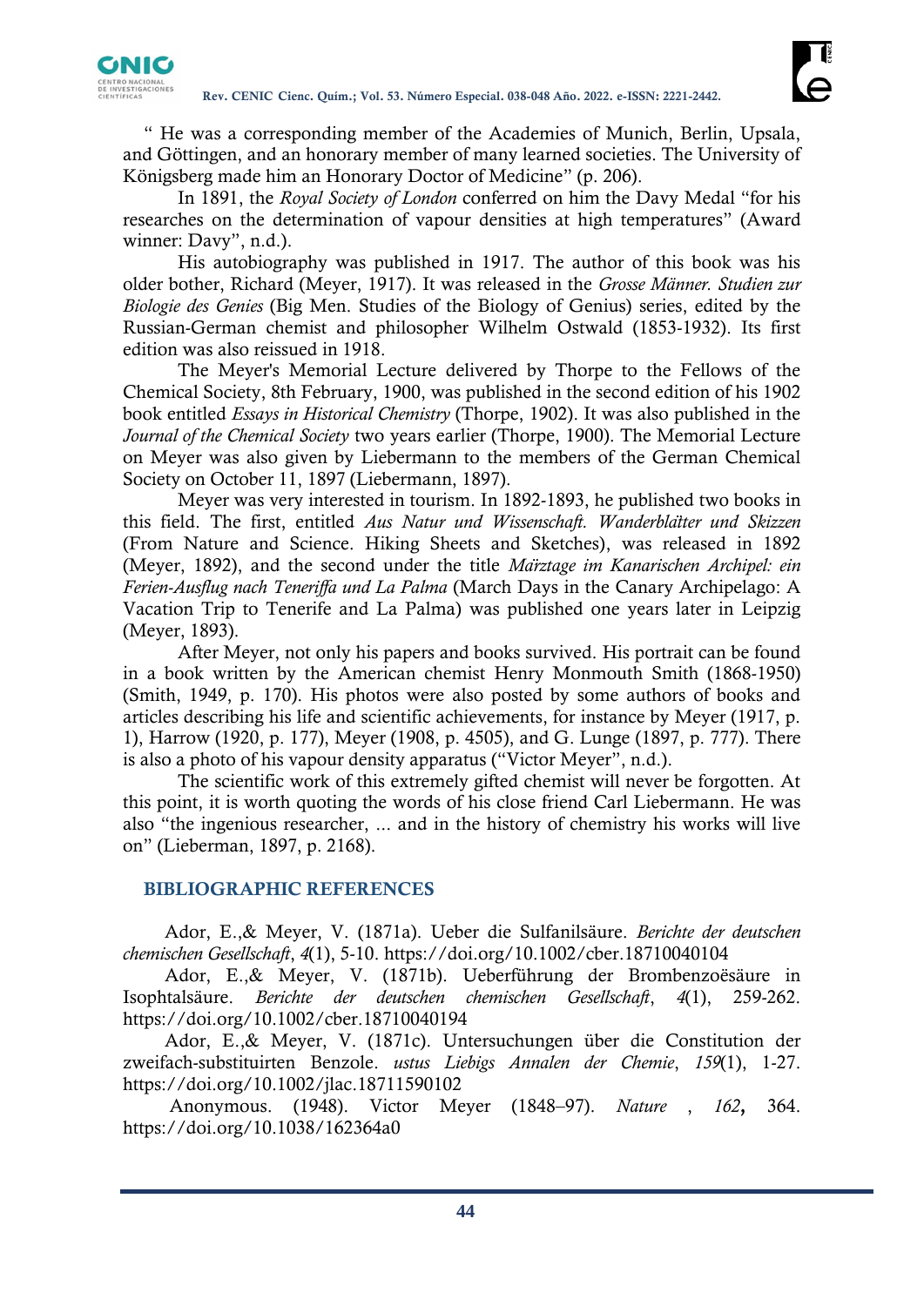" He was a corresponding member of the Academies of Munich, Berlin, Upsala, and Göttingen, and an honorary member of many learned societies. The University of Königsberg made him an Honorary Doctor of Medicine" (p. 206).

In 1891, the *Royal Society of London* conferred on him the Davy Medal "for his researches on the determination of vapour densities at high temperatures" (Award winner: Davy", n.d.).

His autobiography was published in 1917. The author of this book was his older bother, Richard (Meyer, 1917). It was released in the *Grosse Männer. Studien zur Biologie des Genies* (Big Men. Studies of the Biology of Genius) series, edited by the Russian-German chemist and philosopher Wilhelm Ostwald (1853-1932). Its first edition was also reissued in 1918.

The Meyer's Memorial Lecture delivered by Thorpe to the Fellows of the Chemical Society, 8th February, 1900, was published in the second edition of his 1902 book entitled *Essays in Historical Chemistry* (Thorpe, 1902). It was also published in the *Journal of the Chemical Society* two years earlier (Thorpe, 1900). The Memorial Lecture on Meyer was also given by Liebermann to the members of the German Chemical Society on October 11, 1897 (Liebermann, 1897).

Meyer was very interested in tourism. In 1892-1893, he published two books in this field. The first, entitled *Aus Natur und Wissenschaft. Wanderblätter und Skizzen* (From Nature and Science. Hiking Sheets and Sketches), was released in 1892 (Meyer, 1892), and the second under the title *Märztage im Kanarischen Archipel: ein Ferien-Ausflug nach Teneriffa und La Palma* (March Days in the Canary Archipelago: A Vacation Trip to Tenerife and La Palma) was published one years later in Leipzig (Meyer, 1893).

After Meyer, not only his papers and books survived. His portrait can be found in a book written by the American chemist Henry Monmouth Smith (1868-1950) (Smith, 1949, p. 170). His photos were also posted by some authors of books and articles describing his life and scientific achievements, for instance by Meyer (1917, p. 1), Harrow (1920, p. 177), Meyer (1908, p. 4505), and G. Lunge (1897, p. 777). There is also a photo of his vapour density apparatus ("Victor Meyer", n.d.).

The scientific work of this extremely gifted chemist will never be forgotten. At this point, it is worth quoting the words of his close friend Carl Liebermann. He was also "the ingenious researcher, ... and in the history of chemistry his works will live on" (Lieberman, 1897, p. 2168).

## BIBLIOGRAPHIC REFERENCES

Ador, E.,& Meyer, V. (1871a). Ueber die Sulfanilsäure. *Berichte der deutschen chemischen Gesellschaft*, *4*(1), 5-10. https://doi.org/10.1002/cber.18710040104

Ador, E.,& Meyer, V. (1871b). Ueberführung der Brombenzoësäure in Isophtalsäure. *Berichte der deutschen chemischen Gesellschaft*, *4*(1), 259-262. https://doi.org/10.1002/cber.18710040194

Ador, E.,& Meyer, V. (1871c). Untersuchungen über die Constitution der zweifach-substituirten Benzole. *ustus Liebigs Annalen der Chemie*, *159*(1), 1-27. https://doi.org/10.1002/jlac.18711590102

Anonymous. (1948). Victor Meyer (1848–97). *Nature* , *162*, 364. https://doi.org/10.1038/162364a0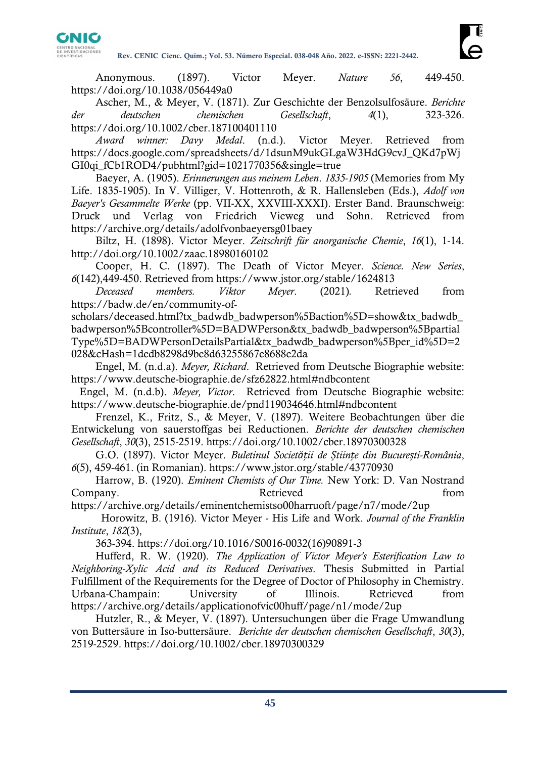Anonymous. (1897). Victor Meyer. *Nature 56*, 449-450. https://doi.org/10.1038/056449a0

Ascher, M., & Meyer, V. (1871). Zur Geschichte der Benzolsulfosäure. *Berichte der deutschen chemischen Gesellschaft*, *4*(1), 323-326. https://doi.org/10.1002/cber.187100401110

*Award winner: Davy Medal*. (n.d.). Victor Meyer. Retrieved from https://docs.google.com/spreadsheets/d/1dsunM9ukGLgaW3HdG9cvJ_QKd7pWjGI0qi_fCb1ROD4/pubhtml?gid=1021770356&single=true

Baeyer, A. (1905). *Erinnerungen aus meinem Leben*. *1835-1905* (Memories from My Life. 1835-1905). In V. Villiger, V. Hottenroth, & R. Hallensleben (Eds.), *Adolf von Baeyer's Gesammelte Werke* (pp. VII-XX, XXVIII-XXXI). Erster Band. Braunschweig: Druck und Verlag von Friedrich Vieweg und Sohn. Retrieved from https://archive.org/details/adolfvonbaeyersg01baey

Biltz, H. (1898). Victor Meyer. *Zeitschrift für anorganische Chemie*, *16*(1), 1-14. http://doi.org/10.1002/zaac.18980160102

Cooper, H. C. (1897). The Death of Victor Meyer. *Science. New Series*, *6*(142),449-450. Retrieved from https://www.jstor.org/stable/1624813

*Deceased members. Viktor Meyer*. (2021). Retrieved from https://badw.de/en/community-of-scholars/deceased.html?tx_badwdb_badwperson%5Baction%5D=show&tx_badwdb_badwperson%5Bcontroller%5D=BADWPerson&tx_badwdb_badwperson%5BpartialType%5D=BADWPersonDetailsPartial&tx_badwdb_badwperson%5Bper_id%5D=2028&cHash=1dedb8298d9be8d63255867e8688e2da

Engel, M. (n.d.a). *Meyer, Richard*. Retrieved from Deutsche Biographie website: https://www.deutsche-biographie.de/sfz62822.html#ndbcontent

Engel, M. (n.d.b). *Meyer, Victor*. Retrieved from Deutsche Biographie website: https://www.deutsche-biographie.de/pnd119034646.html#ndbcontent

Frenzel, K., Fritz, S., & Meyer, V. (1897). Weitere Beobachtungen über die Entwickelung von sauerstoffgas bei Reductionen. *Berichte der deutschen chemischen Gesellschaft*, *30*(3), 2515-2519. https://doi.org/10.1002/cber.18970300328

G.O. (1897). Victor Meyer. *Buletinul Societății de Științe din București-România*, *6*(5), 459-461. (in Romanian). https://www.jstor.org/stable/43770930

Harrow, B. (1920). *Eminent Chemists of Our Time.* New York: D. Van Nostrand Company. Retrieved from https://archive.org/details/eminentchemistso00harruoft/page/n7/mode/2up

Horowitz, B. (1916). Victor Meyer - His Life and Work. *Journal of the Franklin Institute*, *182*(3), 363-394. https://doi.org/10.1016/S0016-0032(16)90891-3

Hufferd, R. W. (1920). *The Application of Victor Meyer's Esterification Law to Neighboring-Xylic Acid and its Reduced Derivatives*. Thesis Submitted in Partial Fulfillment of the Requirements for the Degree of Doctor of Philosophy in Chemistry. Urbana-Champain: University of Illinois. Retrieved from https://archive.org/details/applicationofvic00huff/page/n1/mode/2up

Hutzler, R., & Meyer, V. (1897). Untersuchungen über die Frage Umwandlung von Buttersäure in Iso-buttersäure. *Berichte der deutschen chemischen Gesellschaft*, *30*(3), 2519-2529. https://doi.org/10.1002/cber.18970300329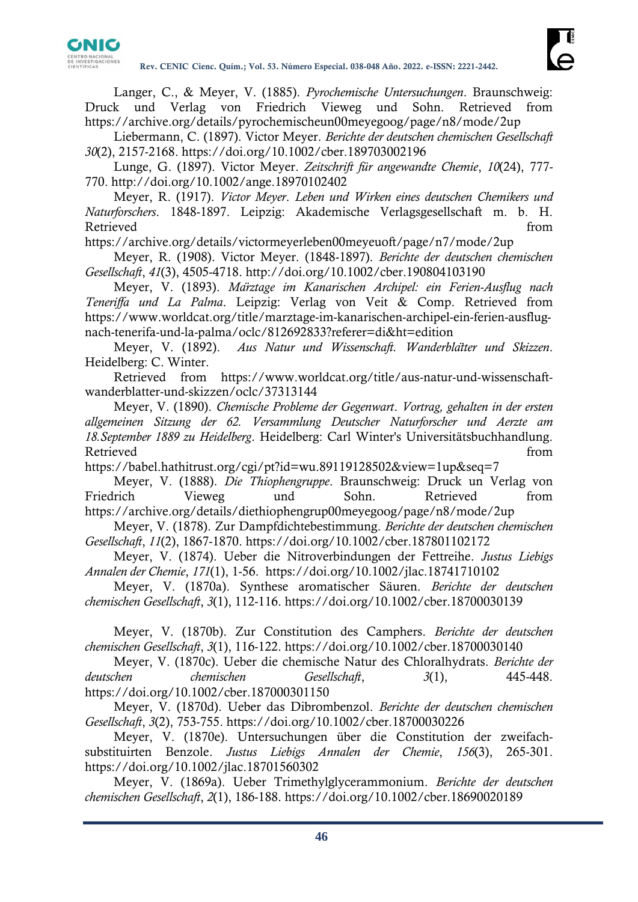Langer, C., & Meyer, V. (1885). *Pyrochemische Untersuchungen*. Braunschweig: Druck und Verlag von Friedrich Vieweg und Sohn. Retrieved from https://archive.org/details/pyrochemischeun00meyegoog/page/n8/mode/2up

Liebermann, C. (1897). Victor Meyer. *Berichte der deutschen chemischen Gesellschaft 30*(2), 2157-2168. https://doi.org/10.1002/cber.189703002196

Lunge, G. (1897). Victor Meyer. *Zeitschrift für angewandte Chemie*, *10*(24), 777-770. http://doi.org/10.1002/ange.18970102402

Meyer, R. (1917). *Victor Meyer. Leben und Wirken eines deutschen Chemikers und Naturforschers*. 1848-1897. Leipzig: Akademische Verlagsgesellschaft m. b. H. Retrieved from https://archive.org/details/victormeyerleben00meyeuoft/page/n7/mode/2up

Meyer, R. (1908). Victor Meyer. (1848-1897). *Berichte der deutschen chemischen Gesellschaft*, *41*(3), 4505-4718. http://doi.org/10.1002/cber.190804103190

Meyer, V. (1893). *Märztage im Kanarischen Archipel: ein Ferien-Ausflug nach Teneriffa und La Palma*. Leipzig: Verlag von Veit & Comp. Retrieved from https://www.worldcat.org/title/marztage-im-kanarischen-archipel-ein-ferien-ausflug-nach-tenerifa-und-la-palma/oclc/812692833?referer=di&ht=edition

Meyer, V. (1892). *Aus Natur und Wissenschaft. Wanderblätter und Skizzen*. Heidelberg: C. Winter.

Retrieved from https://www.worldcat.org/title/aus-natur-und-wissenschaft-wanderblatter-und-skizzen/oclc/37313144

Meyer, V. (1890). *Chemische Probleme der Gegenwart*. *Vortrag, gehalten in der ersten allgemeinen Sitzung der 62. Versammlung Deutscher Naturforscher und Aerzte am 18.September 1889 zu Heidelberg*. Heidelberg: Carl Winter's Universitätsbuchhandlung. Retrieved from https://babel.hathitrust.org/cgi/pt?id=wu.89119128502&view=1up&seq=7

Meyer, V. (1888). *Die Thiophengruppe*. Braunschweig: Druck un Verlag von Friedrich Vieweg und Sohn. Retrieved from https://archive.org/details/diethiophengrup00meyegoog/page/n8/mode/2up

Meyer, V. (1878). Zur Dampfdichtebestimmung. *Berichte der deutschen chemischen Gesellschaft*, *11*(2), 1867-1870. https://doi.org/10.1002/cber.187801102172

Meyer, V. (1874). Ueber die Nitroverbindungen der Fettreihe. *Justus Liebigs Annalen der Chemie*, *171*(1), 1-56. https://doi.org/10.1002/jlac.18741710102

Meyer, V. (1870a). Synthese aromatischer Säuren. *Berichte der deutschen chemischen Gesellschaft*, *3*(1), 112-116. https://doi.org/10.1002/cber.18700030139

Meyer, V. (1870b). Zur Constitution des Camphers. *Berichte der deutschen chemischen Gesellschaft*, *3*(1), 116-122. https://doi.org/10.1002/cber.18700030140

Meyer, V. (1870c). Ueber die chemische Natur des Chloralhydrats. *Berichte der deutschen chemischen Gesellschaft*, *3*(1), 445-448. https://doi.org/10.1002/cber.187000301150

Meyer, V. (1870d). Ueber das Dibrombenzol. *Berichte der deutschen chemischen Gesellschaft*, *3*(2), 753-755. https://doi.org/10.1002/cber.18700030226

Meyer, V. (1870e). Untersuchungen über die Constitution der zweifach-substituirten Benzole. *Justus Liebigs Annalen der Chemie*, *156*(3), 265-301. https://doi.org/10.1002/jlac.18701560302

Meyer, V. (1869a). Ueber Trimethylglycerammonium. *Berichte der deutschen chemischen Gesellschaft*, *2*(1), 186-188. https://doi.org/10.1002/cber.18690020189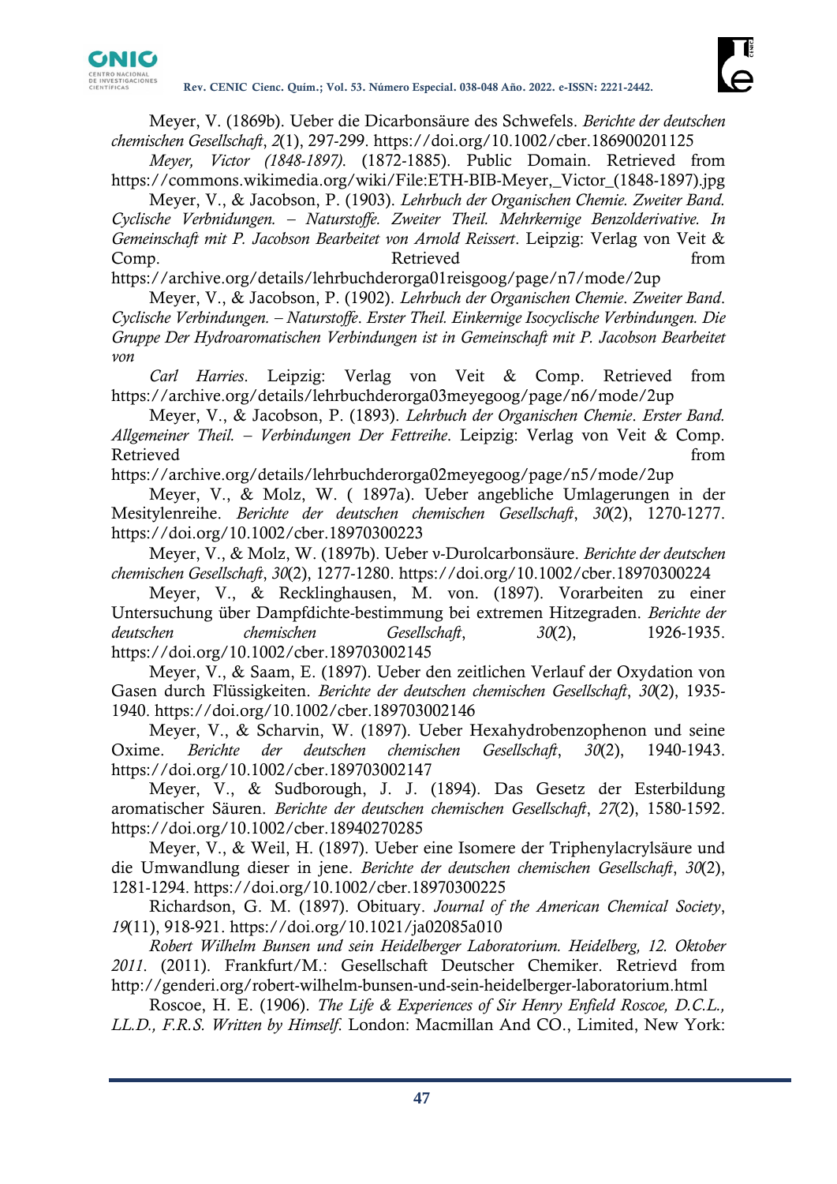Meyer, V. (1869b). Ueber die Dicarbonsäure des Schwefels. *Berichte der deutschen chemischen Gesellschaft*, *2*(1), 297-299. https://doi.org/10.1002/cber.186900201125

*Meyer, Victor (1848-1897).* (1872-1885). Public Domain. Retrieved from https://commons.wikimedia.org/wiki/File:ETH-BIB-Meyer,_Victor_(1848-1897).jpg

Meyer, V., & Jacobson, P. (1903). *Lehrbuch der Organischen Chemie. Zweiter Band. Cyclische Verbnidungen. – Naturstoffe. Zweiter Theil. Mehrkernige Benzolderivative. In Gemeinschaft mit P. Jacobson Bearbeitet von Arnold Reissert*. Leipzig: Verlag von Veit & Comp. Retrieved from https://archive.org/details/lehrbuchderorga01reisgoog/page/n7/mode/2up

Meyer, V., & Jacobson, P. (1902). *Lehrbuch der Organischen Chemie*. *Zweiter Band*. *Cyclische Verbindungen. – Naturstoffe*. *Erster Theil. Einkernige Isocyclische Verbindungen. Die Gruppe Der Hydroaromatischen Verbindungen ist in Gemeinschaft mit P. Jacobson Bearbeitet von*

*Carl Harries*. Leipzig: Verlag von Veit & Comp. Retrieved from https://archive.org/details/lehrbuchderorga03meyegoog/page/n6/mode/2up

Meyer, V., & Jacobson, P. (1893). *Lehrbuch der Organischen Chemie*. *Erster Band. Allgemeiner Theil. – Verbindungen Der Fettreihe*. Leipzig: Verlag von Veit & Comp. Retrieved from https://archive.org/details/lehrbuchderorga02meyegoog/page/n5/mode/2up

Meyer, V., & Molz, W. ( 1897a). Ueber angebliche Umlagerungen in der Mesitylenreihe. *Berichte der deutschen chemischen Gesellschaft*, *30*(2), 1270-1277. https://doi.org/10.1002/cber.18970300223

Meyer, V., & Molz, W. (1897b). Ueber ν-Durolcarbonsäure. *Berichte der deutschen chemischen Gesellschaft*, *30*(2), 1277-1280. https://doi.org/10.1002/cber.18970300224

Meyer, V., & Recklinghausen, M. von. (1897). Vorarbeiten zu einer Untersuchung über Dampfdichte-bestimmung bei extremen Hitzegraden. *Berichte der deutschen chemischen Gesellschaft*, *30*(2), 1926-1935. https://doi.org/10.1002/cber.189703002145

Meyer, V., & Saam, E. (1897). Ueber den zeitlichen Verlauf der Oxydation von Gasen durch Flüssigkeiten. *Berichte der deutschen chemischen Gesellschaft*, *30*(2), 1935-1940. https://doi.org/10.1002/cber.189703002146

Meyer, V., & Scharvin, W. (1897). Ueber Hexahydrobenzophenon und seine Oxime. *Berichte der deutschen chemischen Gesellschaft*, *30*(2), 1940-1943. https://doi.org/10.1002/cber.189703002147

Meyer, V., & Sudborough, J. J. (1894). Das Gesetz der Esterbildung aromatischer Säuren. *Berichte der deutschen chemischen Gesellschaft*, *27*(2), 1580-1592. https://doi.org/10.1002/cber.18940270285

Meyer, V., & Weil, H. (1897). Ueber eine Isomere der Triphenylacrylsäure und die Umwandlung dieser in jene. *Berichte der deutschen chemischen Gesellschaft*, *30*(2), 1281-1294. https://doi.org/10.1002/cber.18970300225

Richardson, G. M. (1897). Obituary. *Journal of the American Chemical Society*, *19*(11), 918-921. https://doi.org/10.1021/ja02085a010

*Robert Wilhelm Bunsen und sein Heidelberger Laboratorium. Heidelberg, 12. Oktober 2011*. (2011). Frankfurt/M.: Gesellschaft Deutscher Chemiker. Retrievd from http://genderi.org/robert-wilhelm-bunsen-und-sein-heidelberger-laboratorium.html

Roscoe, H. E. (1906). *The Life & Experiences of Sir Henry Enfield Roscoe, D.C.L., LL.D., F.R.S. Written by Himself*. London: Macmillan And CO., Limited, New York: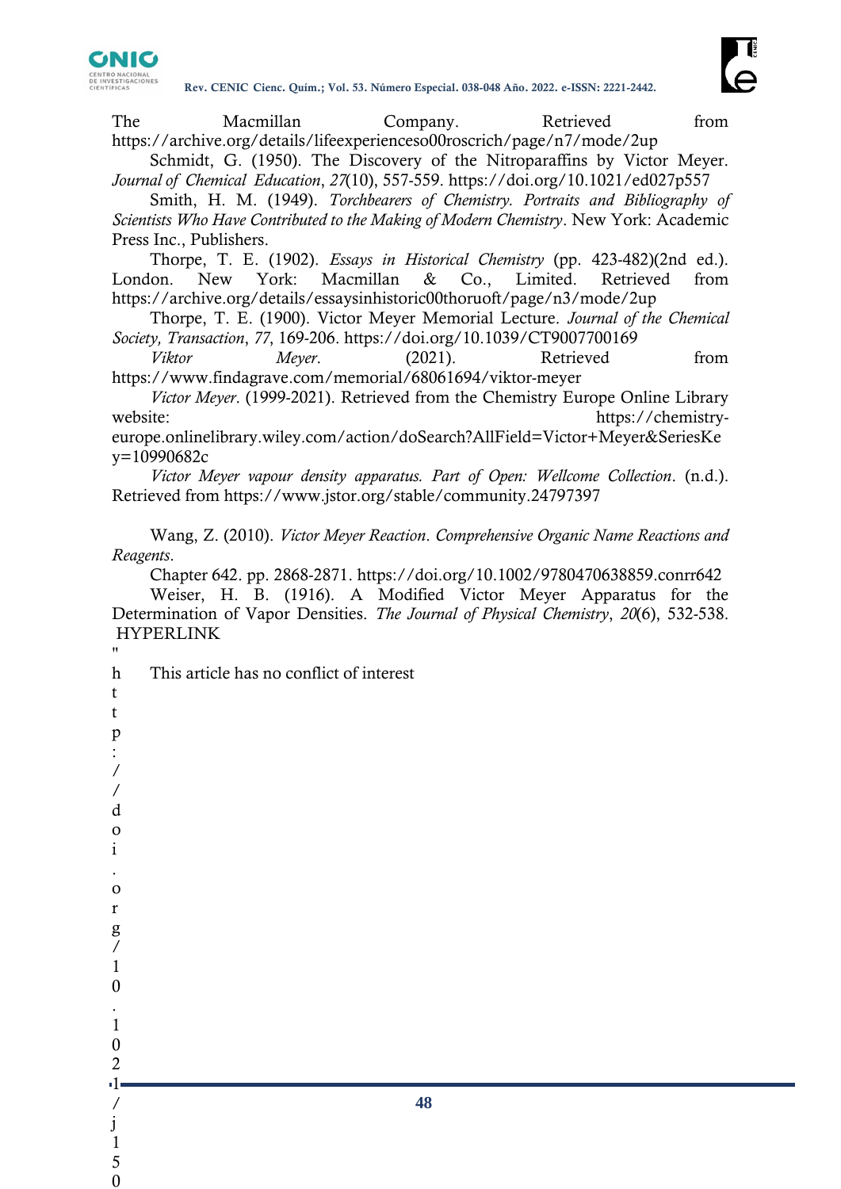The Macmillan Company. Retrieved from https://archive.org/details/lifeexperienceso00roscrich/page/n7/mode/2up

Schmidt, G. (1950). The Discovery of the Nitroparaffins by Victor Meyer. *Journal of Chemical Education*, *27*(10), 557-559. https://doi.org/10.1021/ed027p557

Smith, H. M. (1949). *Torchbearers of Chemistry. Portraits and Bibliography of Scientists Who Have Contributed to the Making of Modern Chemistry*. New York: Academic Press Inc., Publishers.

Thorpe, T. E. (1902). *Essays in Historical Chemistry* (pp. 423-482)(2nd ed.). London. New York: Macmillan & Co., Limited. Retrieved from https://archive.org/details/essaysinhistoric00thoruoft/page/n3/mode/2up

Thorpe, T. E. (1900). Victor Meyer Memorial Lecture. *Journal of the Chemical Society, Transaction*, *77*, 169-206. https://doi.org/10.1039/CT9007700169

*Viktor Meyer*. (2021). Retrieved from https://www.findagrave.com/memorial/68061694/viktor-meyer

*Victor Meyer*. (1999-2021). Retrieved from the Chemistry Europe Online Library website: https://chemistry-europe.onlinelibrary.wiley.com/action/doSearch?AllField=Victor+Meyer&SeriesKey=10990682c

*Victor Meyer vapour density apparatus. Part of Open: Wellcome Collection*. (n.d.). Retrieved from https://www.jstor.org/stable/community.24797397

Wang, Z. (2010). *Victor Meyer Reaction*. *Comprehensive Organic Name Reactions and Reagents*.

Chapter 642. pp. 2868-2871. https://doi.org/10.1002/9780470638859.conrr642

Weiser, H. B. (1916). A Modified Victor Meyer Apparatus for the Determination of Vapor Densities. *The Journal of Physical Chemistry*, *20*(6), 532-538. HYPERLINK "http://doi.org/10.1021/j150

This article has no conflict of interest